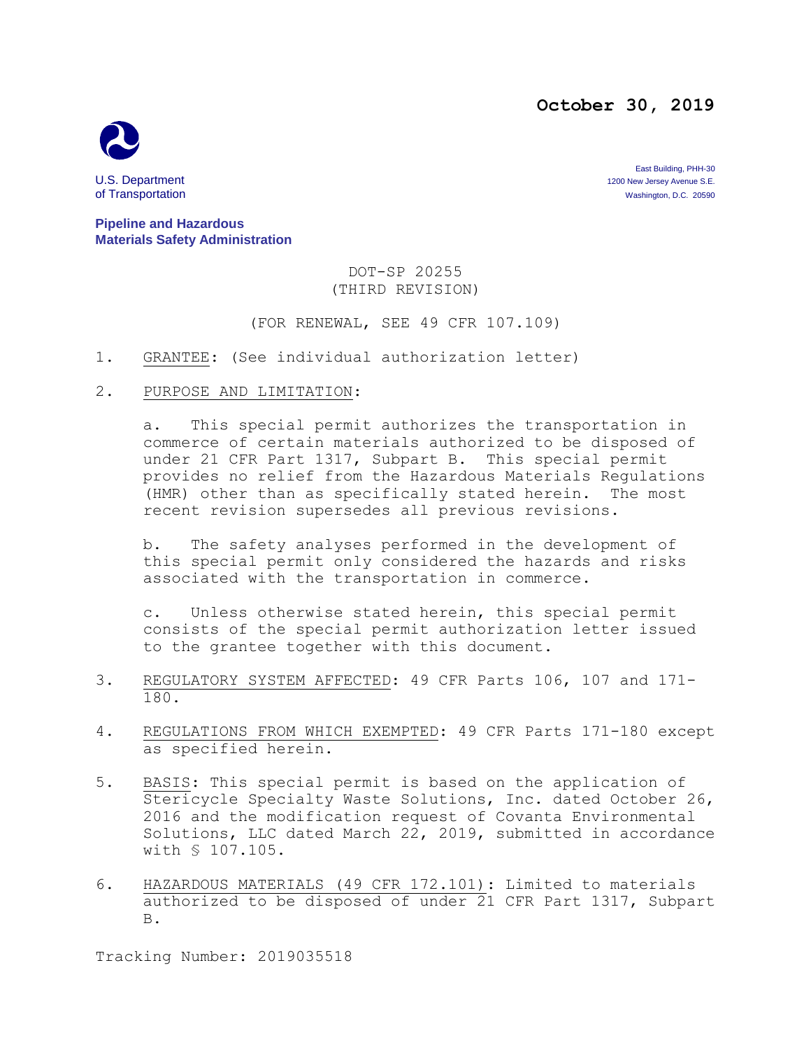**October 30, 2019**

U.S. Department of Transportation

**Pipeline and Hazardous Materials Safety Administration**

East Building, PHH-30
1200 New Jersey Avenue S.E.
Washington, D.C. 20590

DOT-SP 20255
(THIRD REVISION)

(FOR RENEWAL, SEE 49 CFR 107.109)

1. GRANTEE: (See individual authorization letter)

2. PURPOSE AND LIMITATION:

   a. This special permit authorizes the transportation in commerce of certain materials authorized to be disposed of under 21 CFR Part 1317, Subpart B. This special permit provides no relief from the Hazardous Materials Regulations (HMR) other than as specifically stated herein. The most recent revision supersedes all previous revisions.

   b. The safety analyses performed in the development of this special permit only considered the hazards and risks associated with the transportation in commerce.

   c. Unless otherwise stated herein, this special permit consists of the special permit authorization letter issued to the grantee together with this document.

3. REGULATORY SYSTEM AFFECTED: 49 CFR Parts 106, 107 and 171-180.

4. REGULATIONS FROM WHICH EXEMPTED: 49 CFR Parts 171-180 except as specified herein.

5. BASIS: This special permit is based on the application of Stericycle Specialty Waste Solutions, Inc. dated October 26, 2016 and the modification request of Covanta Environmental Solutions, LLC dated March 22, 2019, submitted in accordance with § 107.105.

6. HAZARDOUS MATERIALS (49 CFR 172.101): Limited to materials authorized to be disposed of under 21 CFR Part 1317, Subpart B.

Tracking Number: 2019035518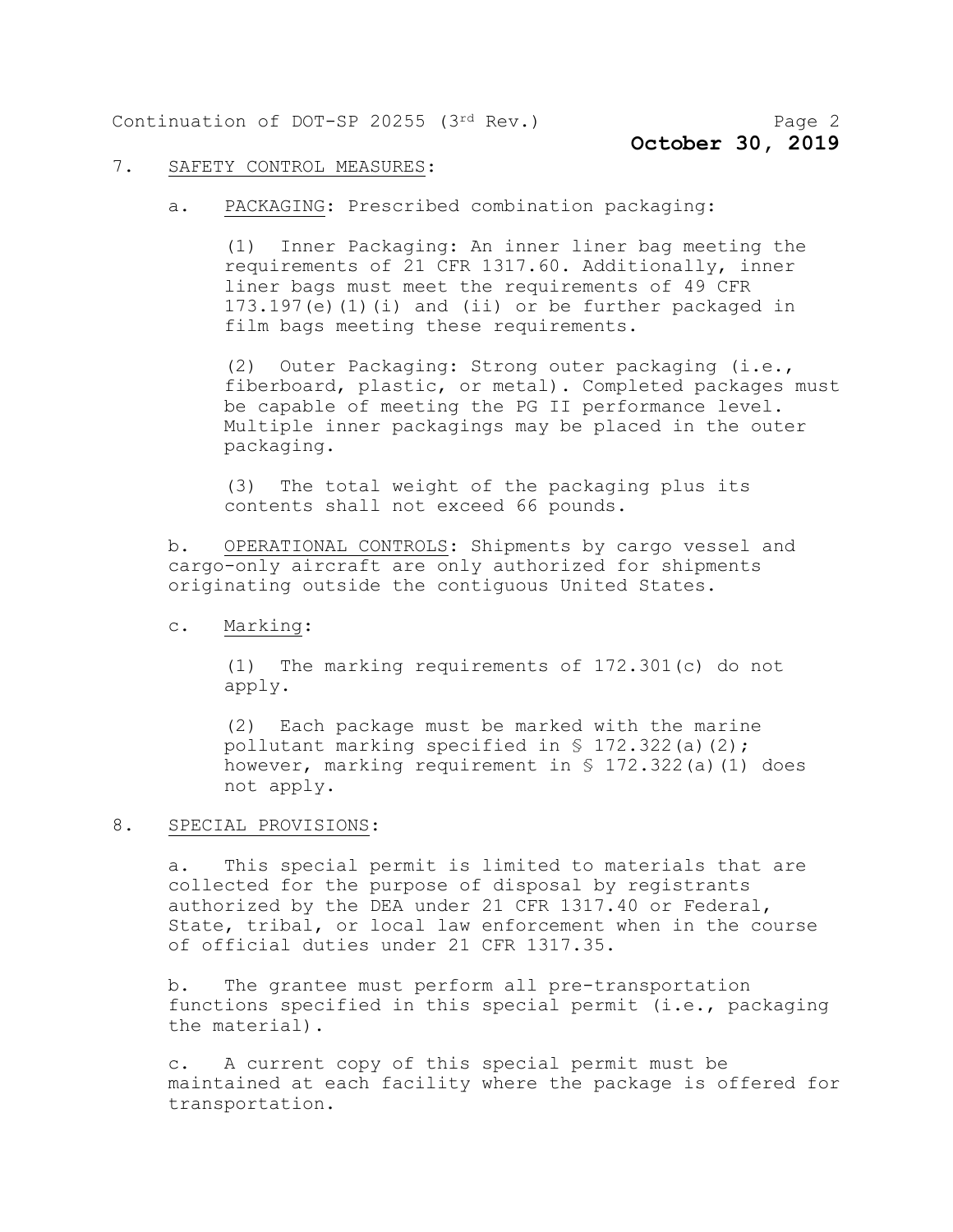7. SAFETY CONTROL MEASURES:

   a. PACKAGING: Prescribed combination packaging:

      (1) Inner Packaging: An inner liner bag meeting the requirements of 21 CFR 1317.60. Additionally, inner liner bags must meet the requirements of 49 CFR 173.197(e)(1)(i) and (ii) or be further packaged in film bags meeting these requirements.

      (2) Outer Packaging: Strong outer packaging (i.e., fiberboard, plastic, or metal). Completed packages must be capable of meeting the PG II performance level. Multiple inner packagings may be placed in the outer packaging.

      (3) The total weight of the packaging plus its contents shall not exceed 66 pounds.

   b. OPERATIONAL CONTROLS: Shipments by cargo vessel and cargo-only aircraft are only authorized for shipments originating outside the contiguous United States.

   c. Marking:

      (1) The marking requirements of 172.301(c) do not apply.

      (2) Each package must be marked with the marine pollutant marking specified in § 172.322(a)(2); however, marking requirement in § 172.322(a)(1) does not apply.

8. SPECIAL PROVISIONS:

   a. This special permit is limited to materials that are collected for the purpose of disposal by registrants authorized by the DEA under 21 CFR 1317.40 or Federal, State, tribal, or local law enforcement when in the course of official duties under 21 CFR 1317.35.

   b. The grantee must perform all pre-transportation functions specified in this special permit (i.e., packaging the material).

   c. A current copy of this special permit must be maintained at each facility where the package is offered for transportation.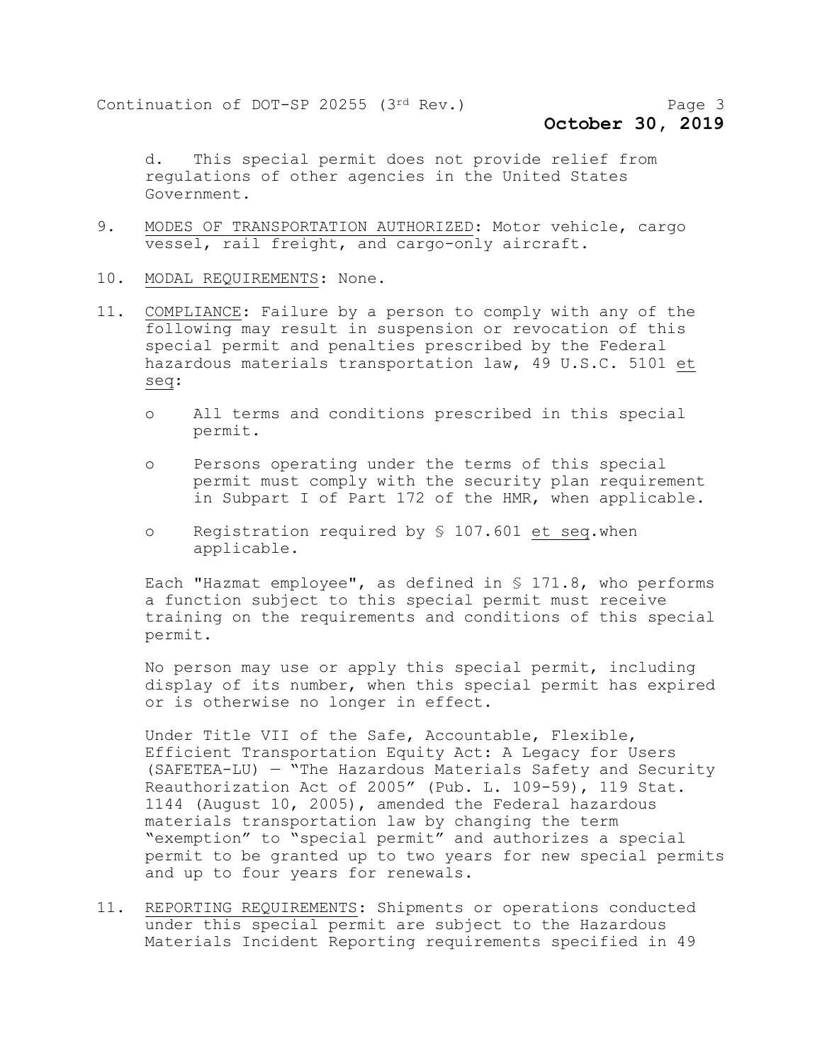d. This special permit does not provide relief from regulations of other agencies in the United States Government.

9. MODES OF TRANSPORTATION AUTHORIZED: Motor vehicle, cargo vessel, rail freight, and cargo-only aircraft.

10. MODAL REQUIREMENTS: None.

11. COMPLIANCE: Failure by a person to comply with any of the following may result in suspension or revocation of this special permit and penalties prescribed by the Federal hazardous materials transportation law, 49 U.S.C. 5101 *et seq*:

    - All terms and conditions prescribed in this special permit.
    - Persons operating under the terms of this special permit must comply with the security plan requirement in Subpart I of Part 172 of the HMR, when applicable.
    - Registration required by § 107.601 *et seq*.when applicable.

    Each "Hazmat employee", as defined in § 171.8, who performs a function subject to this special permit must receive training on the requirements and conditions of this special permit.

    No person may use or apply this special permit, including display of its number, when this special permit has expired or is otherwise no longer in effect.

    Under Title VII of the Safe, Accountable, Flexible, Efficient Transportation Equity Act: A Legacy for Users (SAFETEA-LU) — "The Hazardous Materials Safety and Security Reauthorization Act of 2005" (Pub. L. 109-59), 119 Stat. 1144 (August 10, 2005), amended the Federal hazardous materials transportation law by changing the term "exemption" to "special permit" and authorizes a special permit to be granted up to two years for new special permits and up to four years for renewals.

11. REPORTING REQUIREMENTS: Shipments or operations conducted under this special permit are subject to the Hazardous Materials Incident Reporting requirements specified in 49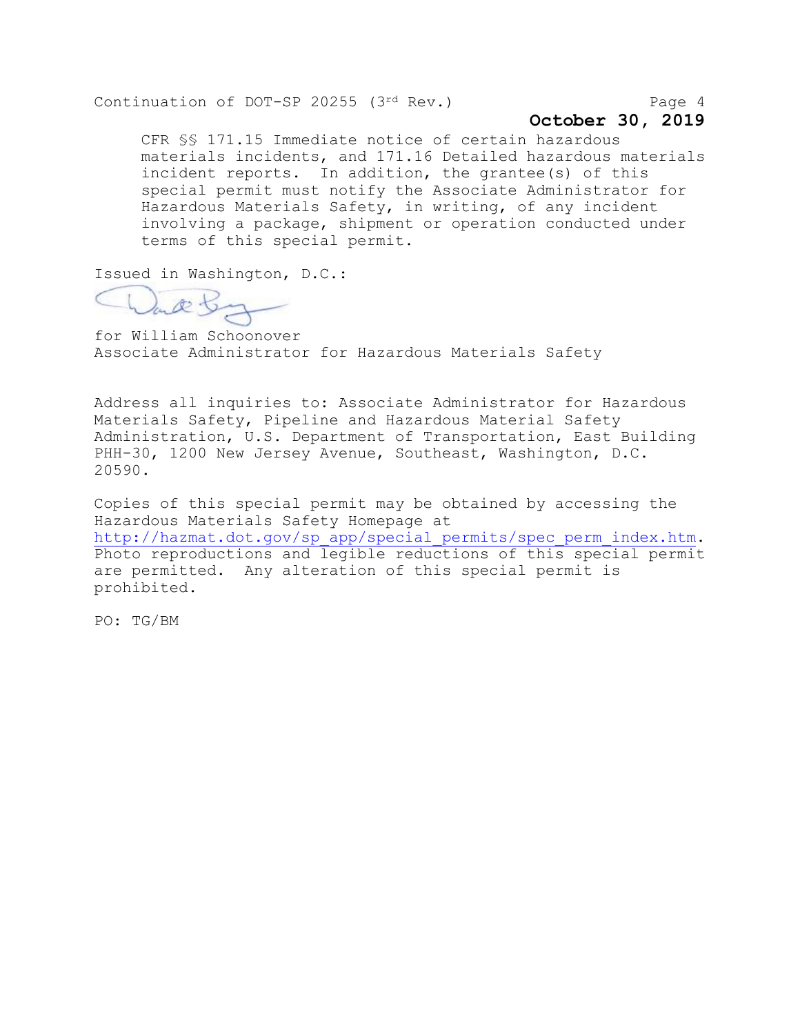CFR §§ 171.15 Immediate notice of certain hazardous materials incidents, and 171.16 Detailed hazardous materials incident reports. In addition, the grantee(s) of this special permit must notify the Associate Administrator for Hazardous Materials Safety, in writing, of any incident involving a package, shipment or operation conducted under terms of this special permit.

Issued in Washington, D.C.:

for William Schoonover
Associate Administrator for Hazardous Materials Safety

Address all inquiries to: Associate Administrator for Hazardous Materials Safety, Pipeline and Hazardous Material Safety Administration, U.S. Department of Transportation, East Building PHH-30, 1200 New Jersey Avenue, Southeast, Washington, D.C. 20590.

Copies of this special permit may be obtained by accessing the Hazardous Materials Safety Homepage at http://hazmat.dot.gov/sp_app/special_permits/spec_perm_index.htm. Photo reproductions and legible reductions of this special permit are permitted. Any alteration of this special permit is prohibited.

PO: TG/BM